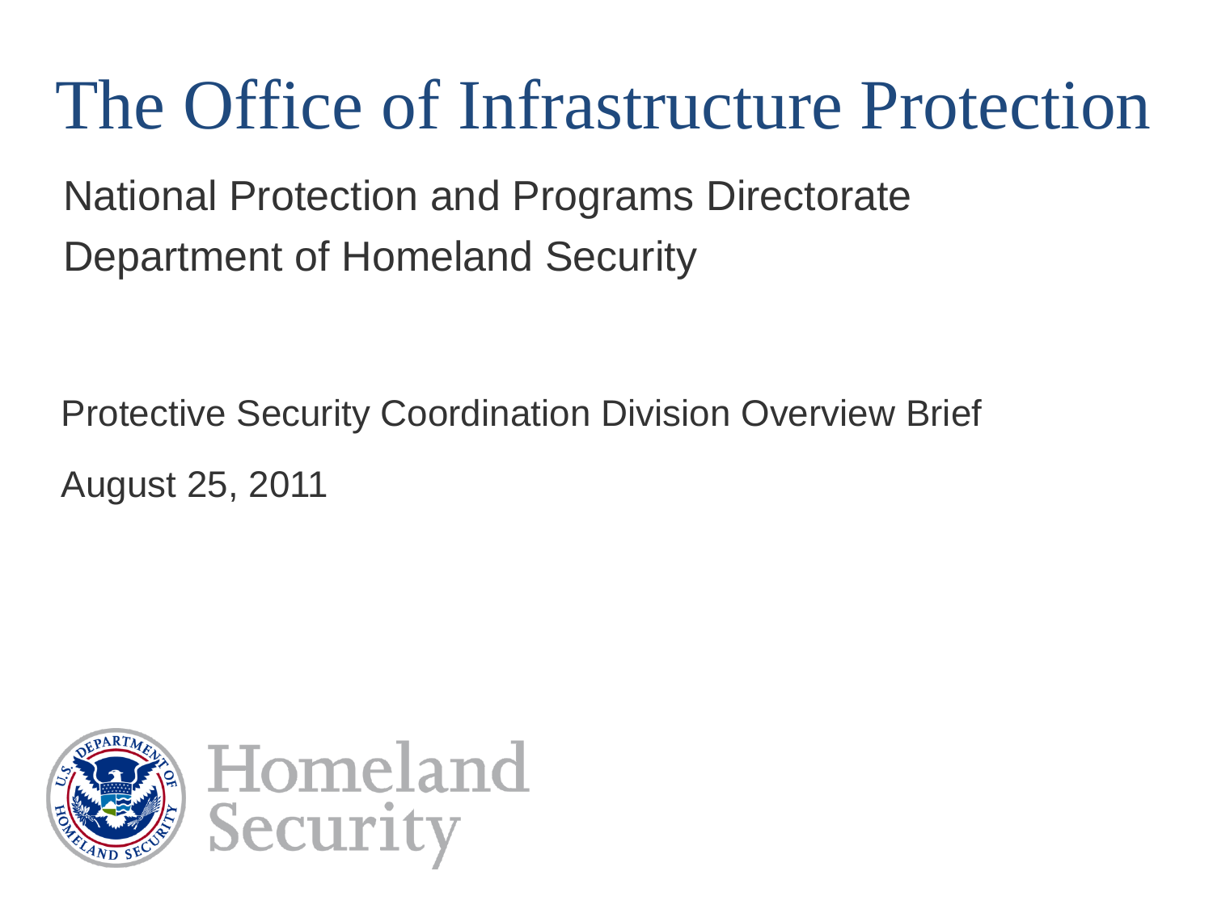# The Office of Infrastructure Protection

National Protection and Programs Directorate

Department of Homeland Security

Protective Security Coordination Division Overview Brief

August 25, 2011

Homeland Security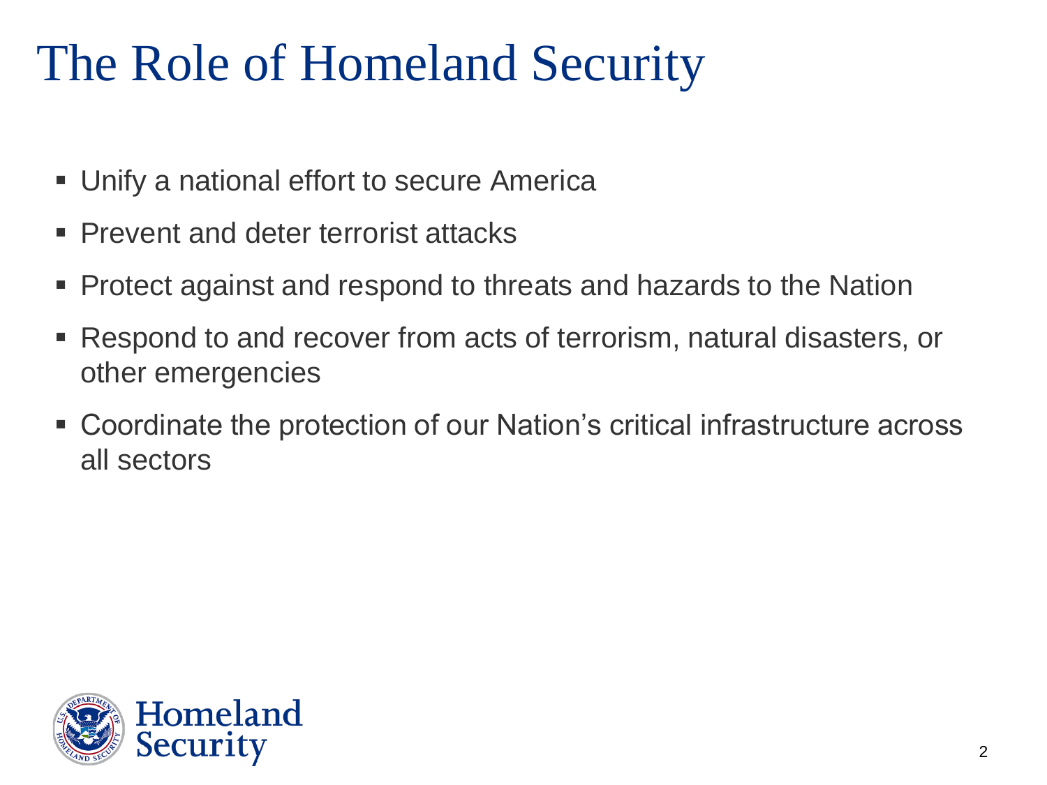# The Role of Homeland Security

- Unify a national effort to secure America
- Prevent and deter terrorist attacks
- Protect against and respond to threats and hazards to the Nation
- Respond to and recover from acts of terrorism, natural disasters, or other emergencies
- Coordinate the protection of our Nation's critical infrastructure across all sectors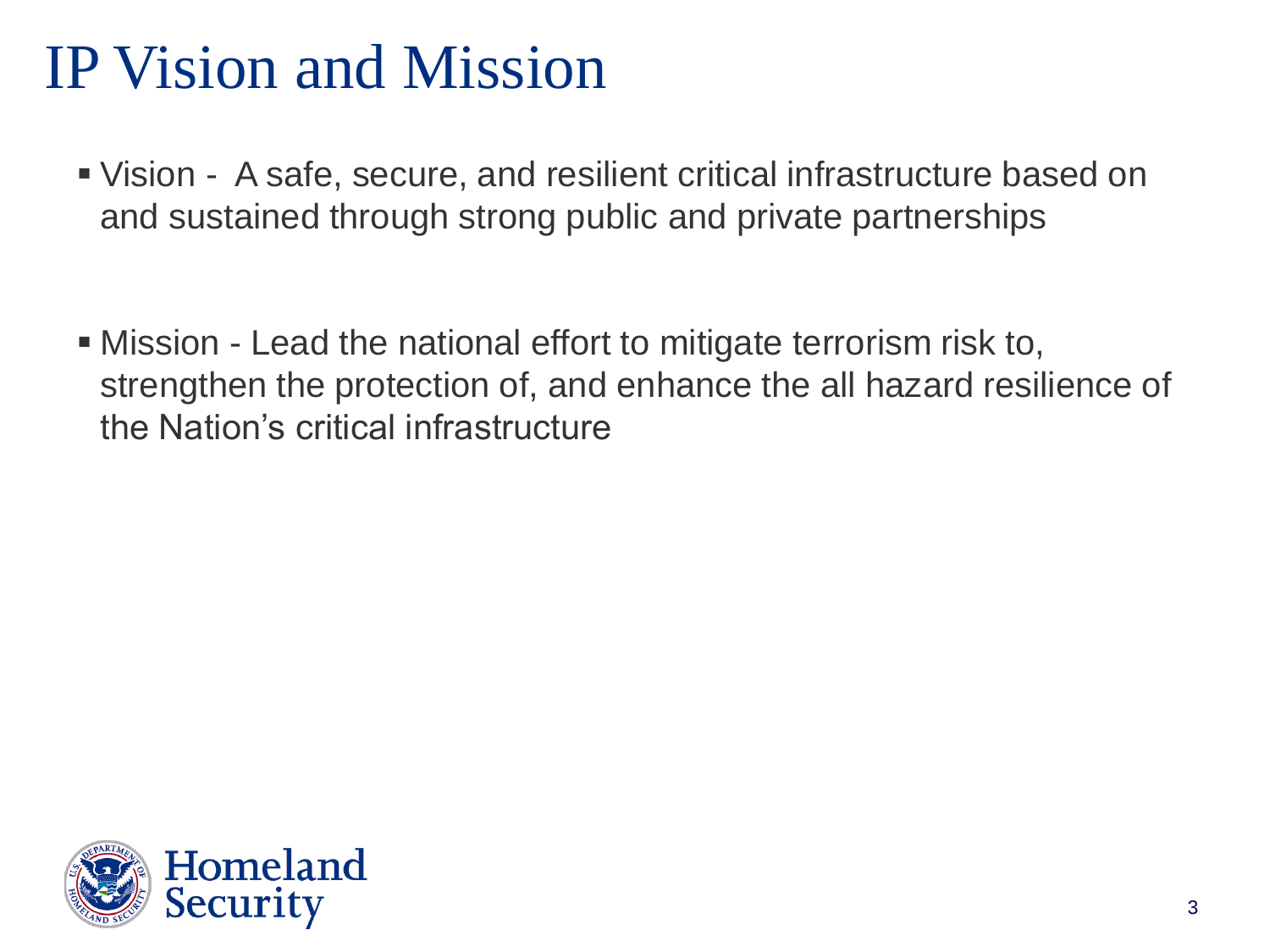# IP Vision and Mission

- Vision - A safe, secure, and resilient critical infrastructure based on and sustained through strong public and private partnerships

- Mission - Lead the national effort to mitigate terrorism risk to, strengthen the protection of, and enhance the all hazard resilience of the Nation's critical infrastructure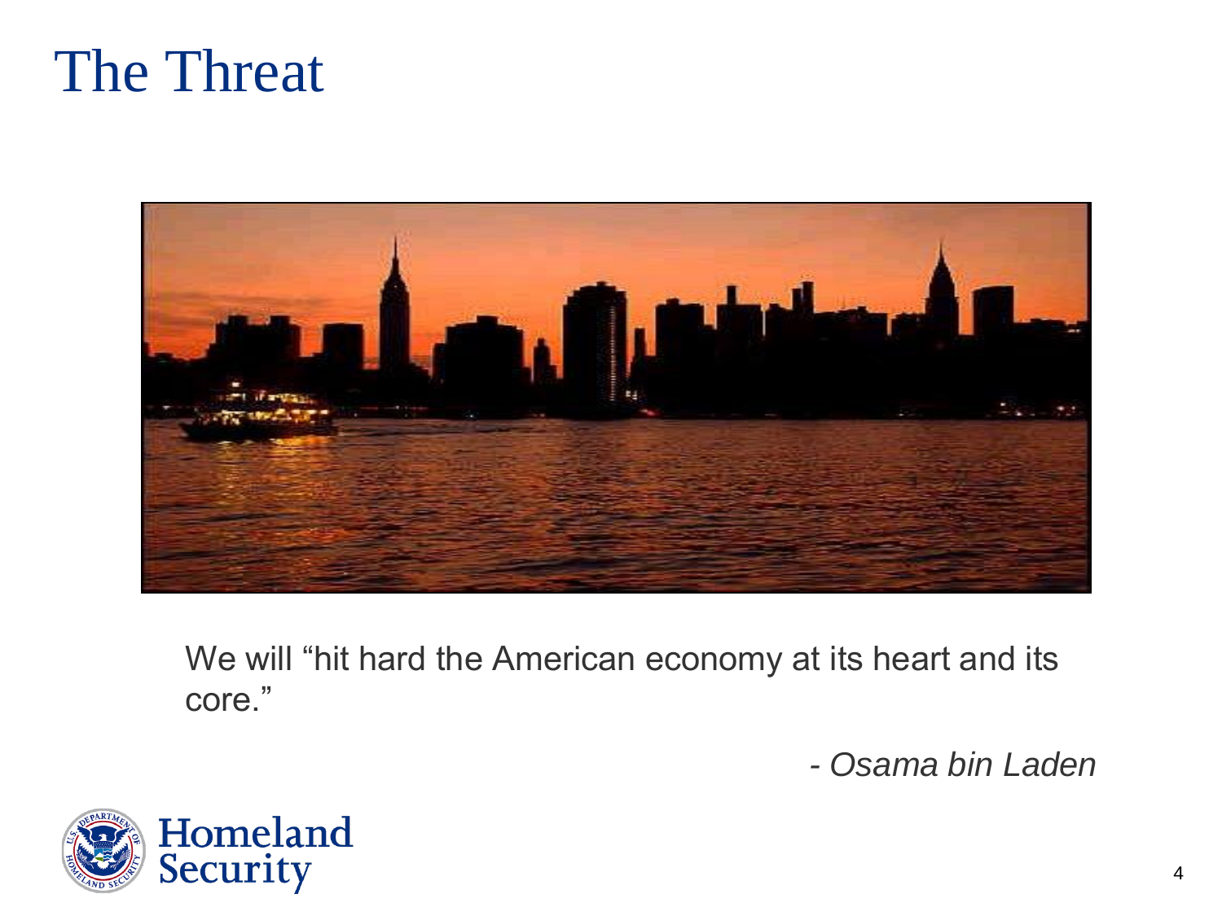# The Threat

We will “hit hard the American economy at its heart and its core.”

*- Osama bin Laden*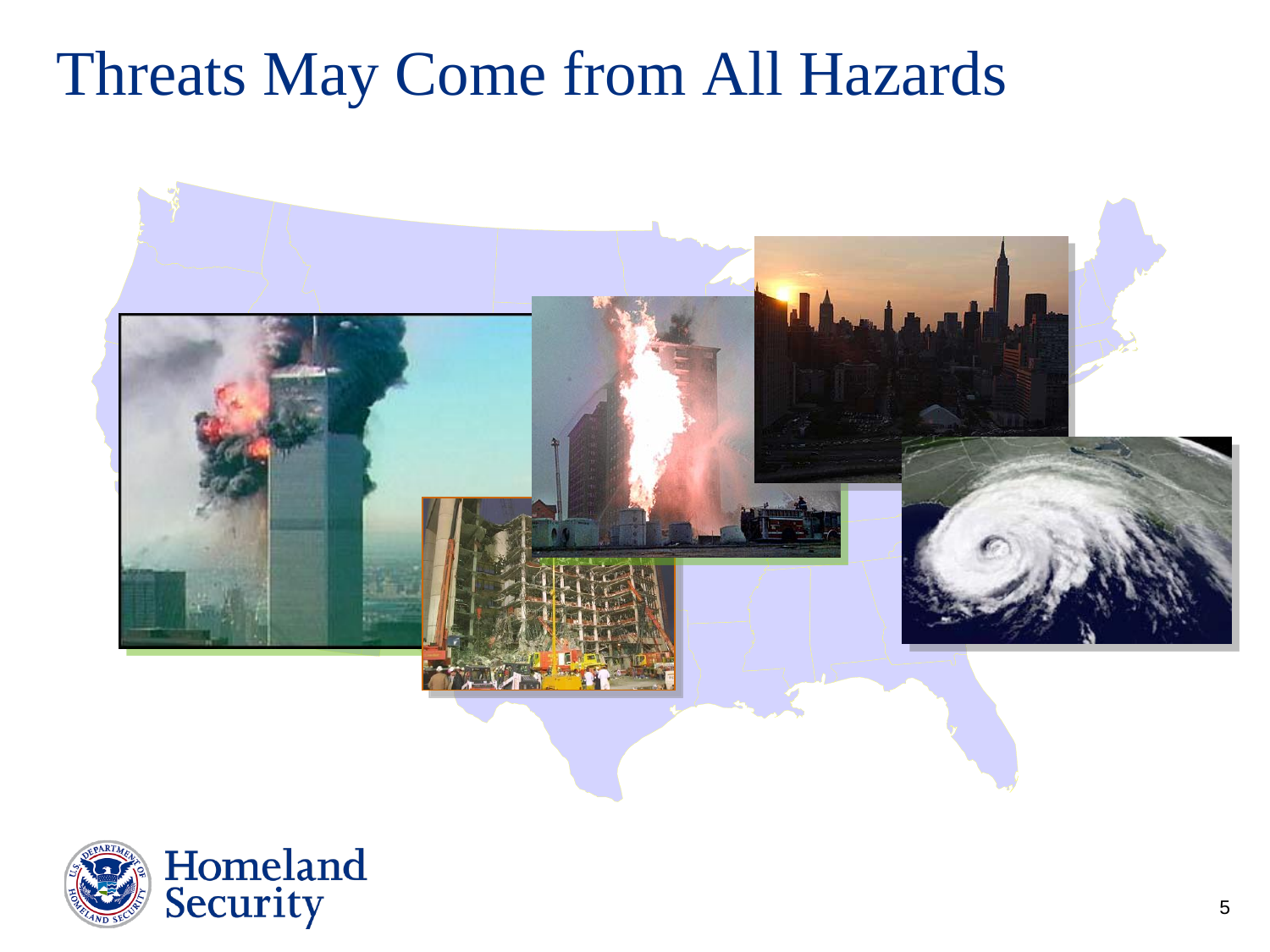# Threats May Come from All Hazards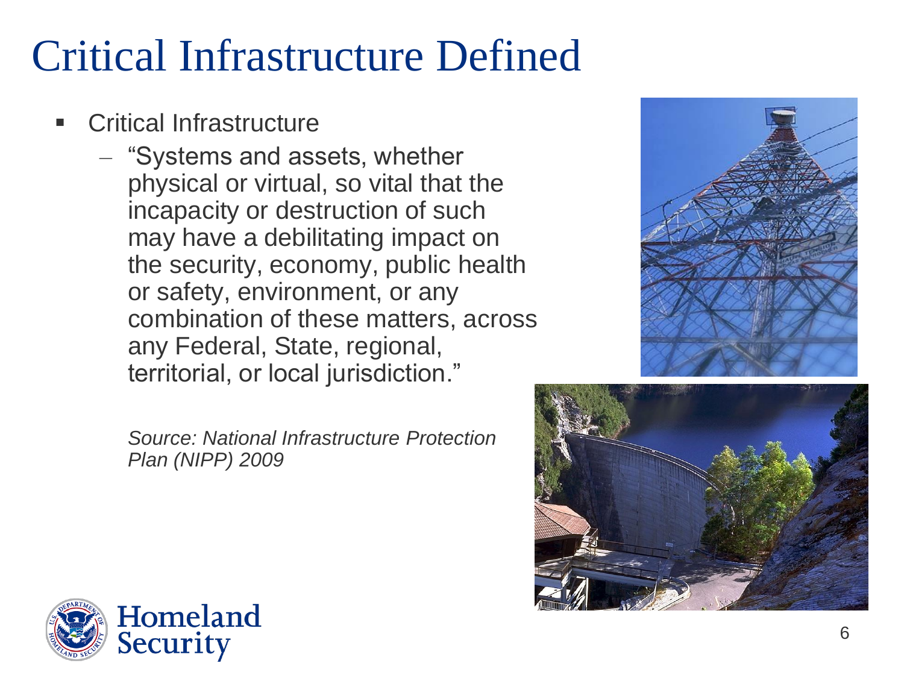# Critical Infrastructure Defined

- Critical Infrastructure
  - "Systems and assets, whether physical or virtual, so vital that the incapacity or destruction of such may have a debilitating impact on the security, economy, public health or safety, environment, or any combination of these matters, across any Federal, State, regional, territorial, or local jurisdiction."

    *Source: National Infrastructure Protection Plan (NIPP) 2009*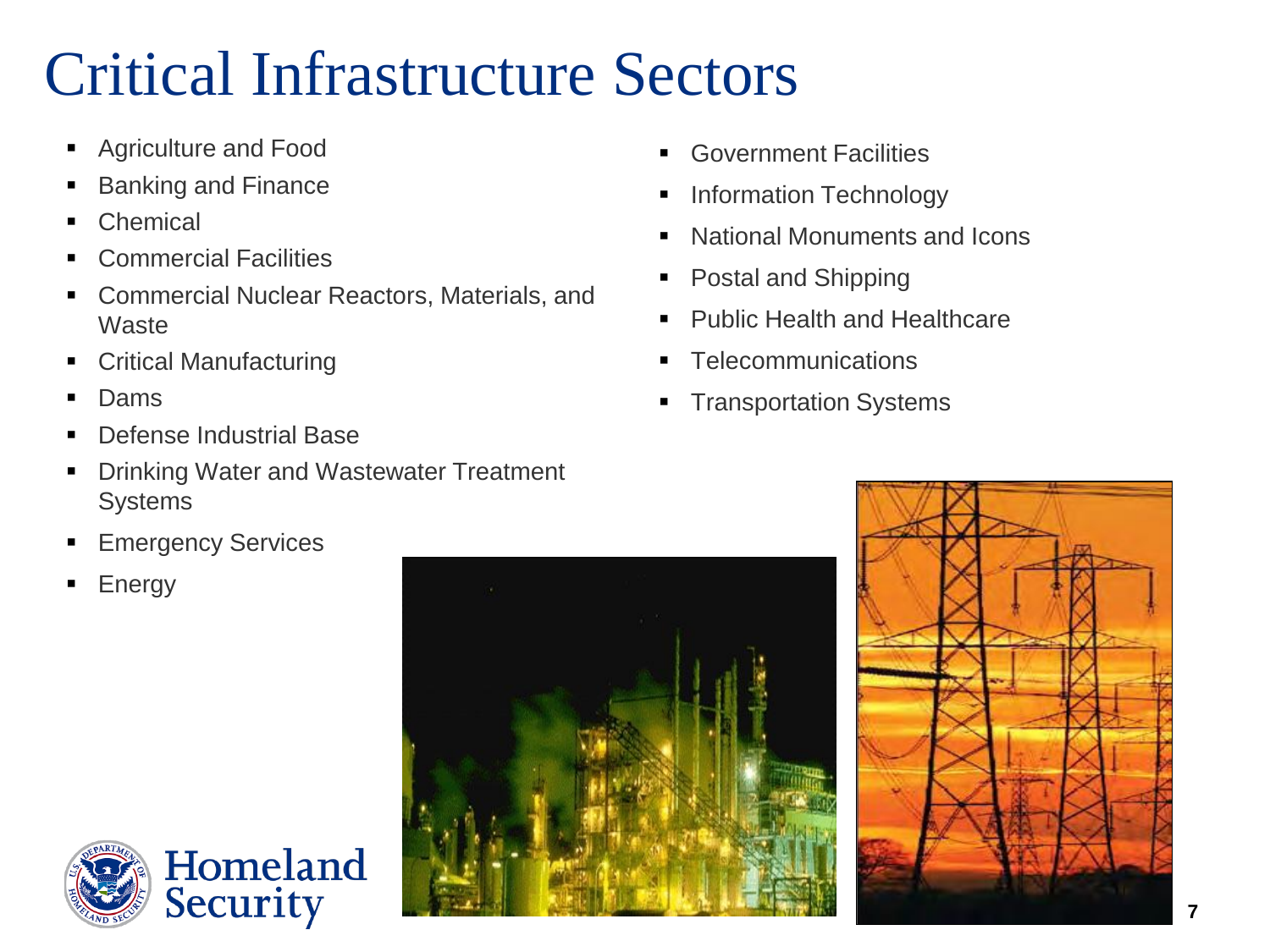# Critical Infrastructure Sectors

- Agriculture and Food
- Banking and Finance
- Chemical
- Commercial Facilities
- Commercial Nuclear Reactors, Materials, and Waste
- Critical Manufacturing
- Dams
- Defense Industrial Base
- Drinking Water and Wastewater Treatment Systems
- Emergency Services
- Energy
- Government Facilities
- Information Technology
- National Monuments and Icons
- Postal and Shipping
- Public Health and Healthcare
- Telecommunications
- Transportation Systems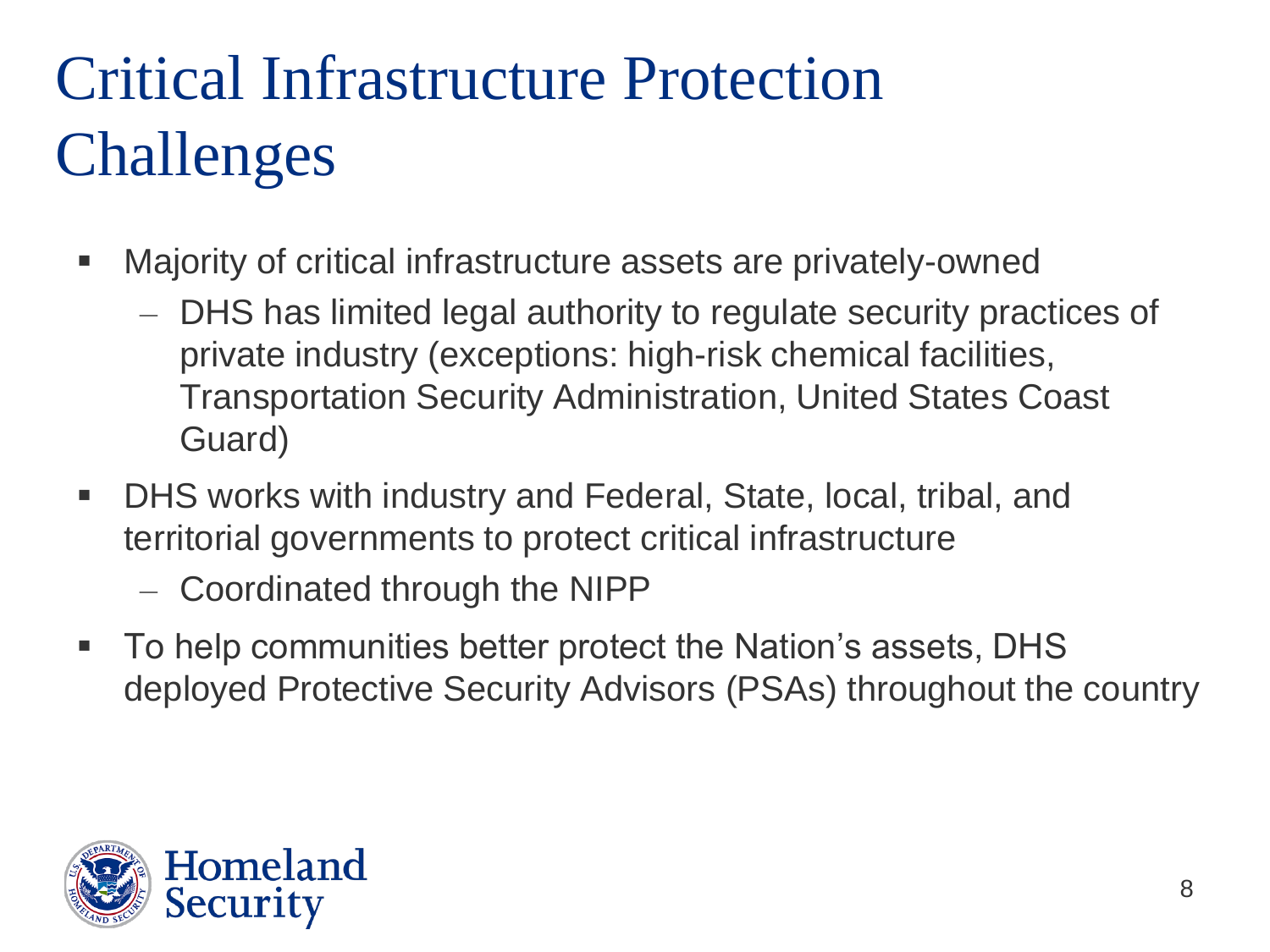# Critical Infrastructure Protection Challenges

- Majority of critical infrastructure assets are privately-owned
  - DHS has limited legal authority to regulate security practices of private industry (exceptions: high-risk chemical facilities, Transportation Security Administration, United States Coast Guard)
- DHS works with industry and Federal, State, local, tribal, and territorial governments to protect critical infrastructure
  - Coordinated through the NIPP
- To help communities better protect the Nation's assets, DHS deployed Protective Security Advisors (PSAs) throughout the country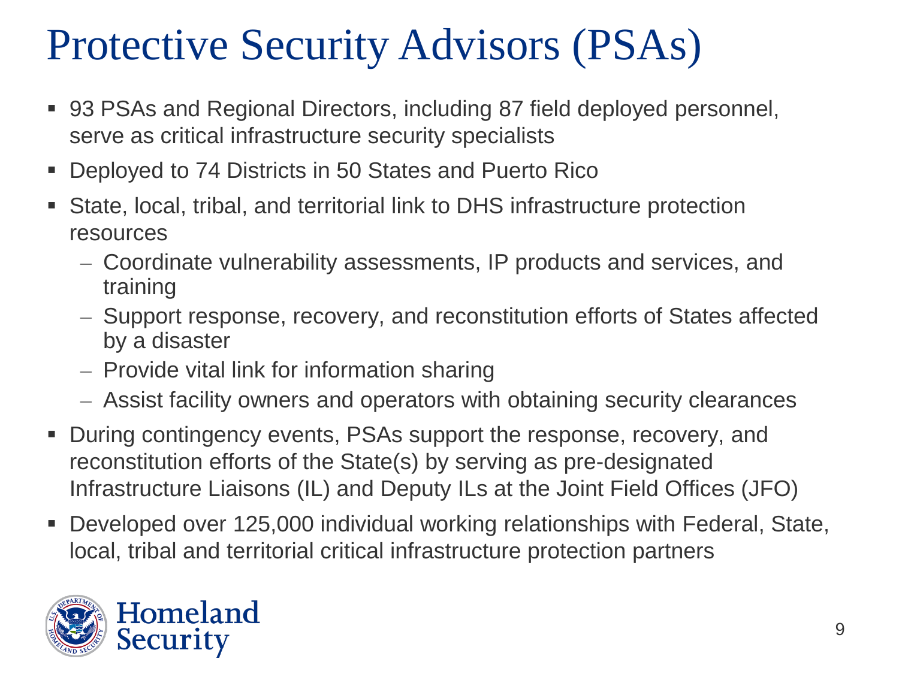# Protective Security Advisors (PSAs)

- 93 PSAs and Regional Directors, including 87 field deployed personnel, serve as critical infrastructure security specialists
- Deployed to 74 Districts in 50 States and Puerto Rico
- State, local, tribal, and territorial link to DHS infrastructure protection resources
  - Coordinate vulnerability assessments, IP products and services, and training
  - Support response, recovery, and reconstitution efforts of States affected by a disaster
  - Provide vital link for information sharing
  - Assist facility owners and operators with obtaining security clearances
- During contingency events, PSAs support the response, recovery, and reconstitution efforts of the State(s) by serving as pre-designated Infrastructure Liaisons (IL) and Deputy ILs at the Joint Field Offices (JFO)
- Developed over 125,000 individual working relationships with Federal, State, local, tribal and territorial critical infrastructure protection partners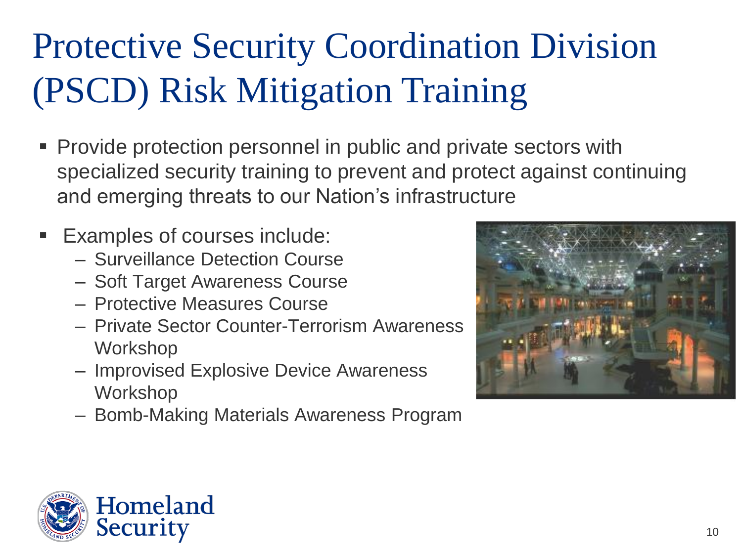# Protective Security Coordination Division (PSCD) Risk Mitigation Training

- Provide protection personnel in public and private sectors with specialized security training to prevent and protect against continuing and emerging threats to our Nation's infrastructure
- Examples of courses include:
  - Surveillance Detection Course
  - Soft Target Awareness Course
  - Protective Measures Course
  - Private Sector Counter-Terrorism Awareness Workshop
  - Improvised Explosive Device Awareness Workshop
  - Bomb-Making Materials Awareness Program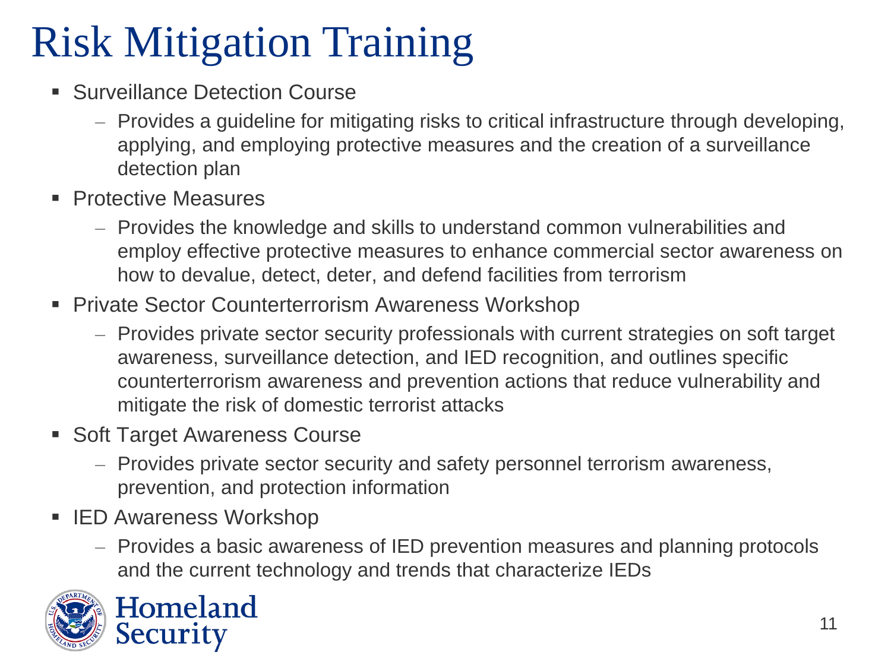# Risk Mitigation Training

- Surveillance Detection Course
  - Provides a guideline for mitigating risks to critical infrastructure through developing, applying, and employing protective measures and the creation of a surveillance detection plan
- Protective Measures
  - Provides the knowledge and skills to understand common vulnerabilities and employ effective protective measures to enhance commercial sector awareness on how to devalue, detect, deter, and defend facilities from terrorism
- Private Sector Counterterrorism Awareness Workshop
  - Provides private sector security professionals with current strategies on soft target awareness, surveillance detection, and IED recognition, and outlines specific counterterrorism awareness and prevention actions that reduce vulnerability and mitigate the risk of domestic terrorist attacks
- Soft Target Awareness Course
  - Provides private sector security and safety personnel terrorism awareness, prevention, and protection information
- IED Awareness Workshop
  - Provides a basic awareness of IED prevention measures and planning protocols and the current technology and trends that characterize IEDs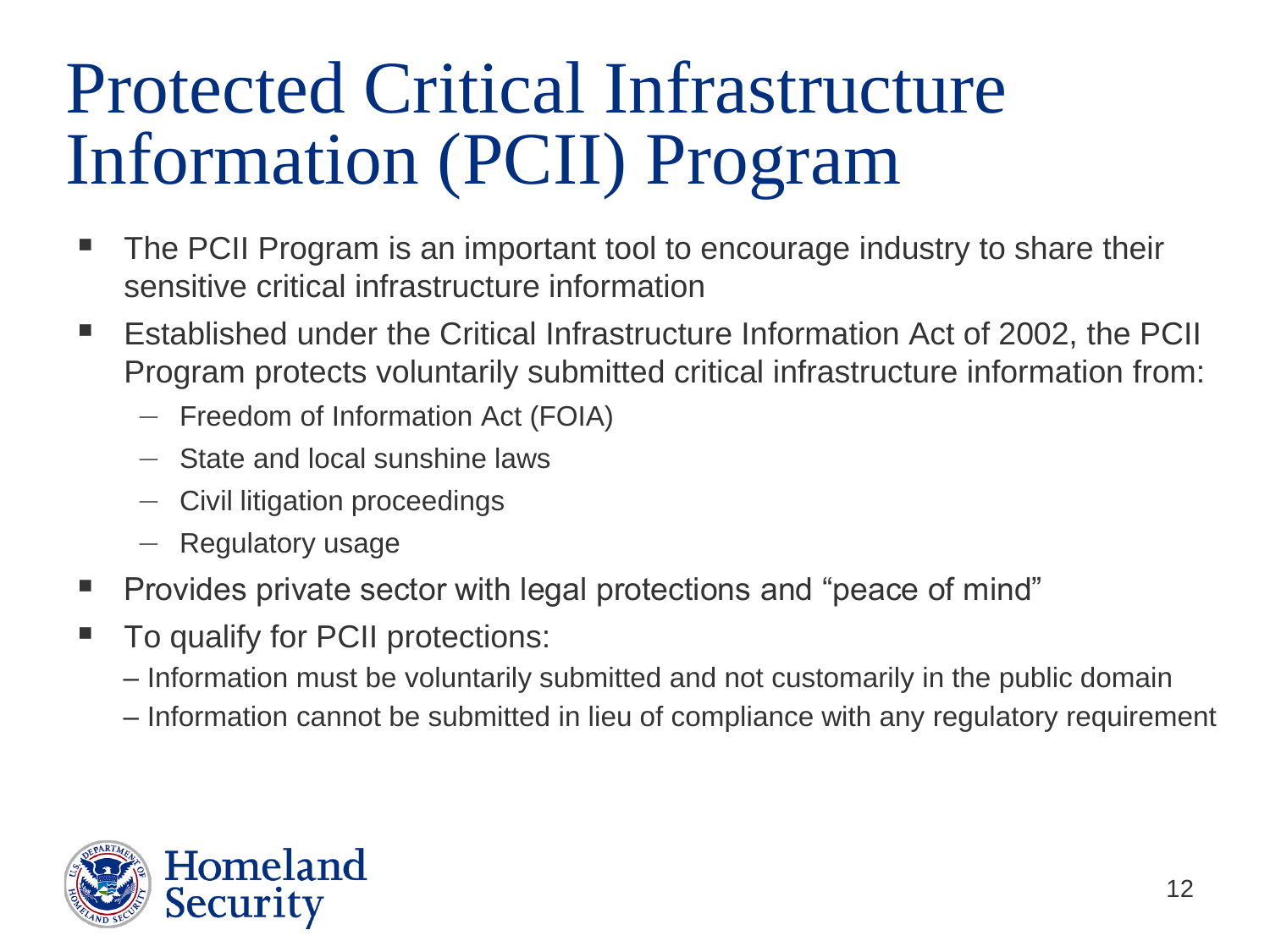# Protected Critical Infrastructure Information (PCII) Program

- The PCII Program is an important tool to encourage industry to share their sensitive critical infrastructure information
- Established under the Critical Infrastructure Information Act of 2002, the PCII Program protects voluntarily submitted critical infrastructure information from:
  - Freedom of Information Act (FOIA)
  - State and local sunshine laws
  - Civil litigation proceedings
  - Regulatory usage
- Provides private sector with legal protections and "peace of mind"
- To qualify for PCII protections:
  - Information must be voluntarily submitted and not customarily in the public domain
  - Information cannot be submitted in lieu of compliance with any regulatory requirement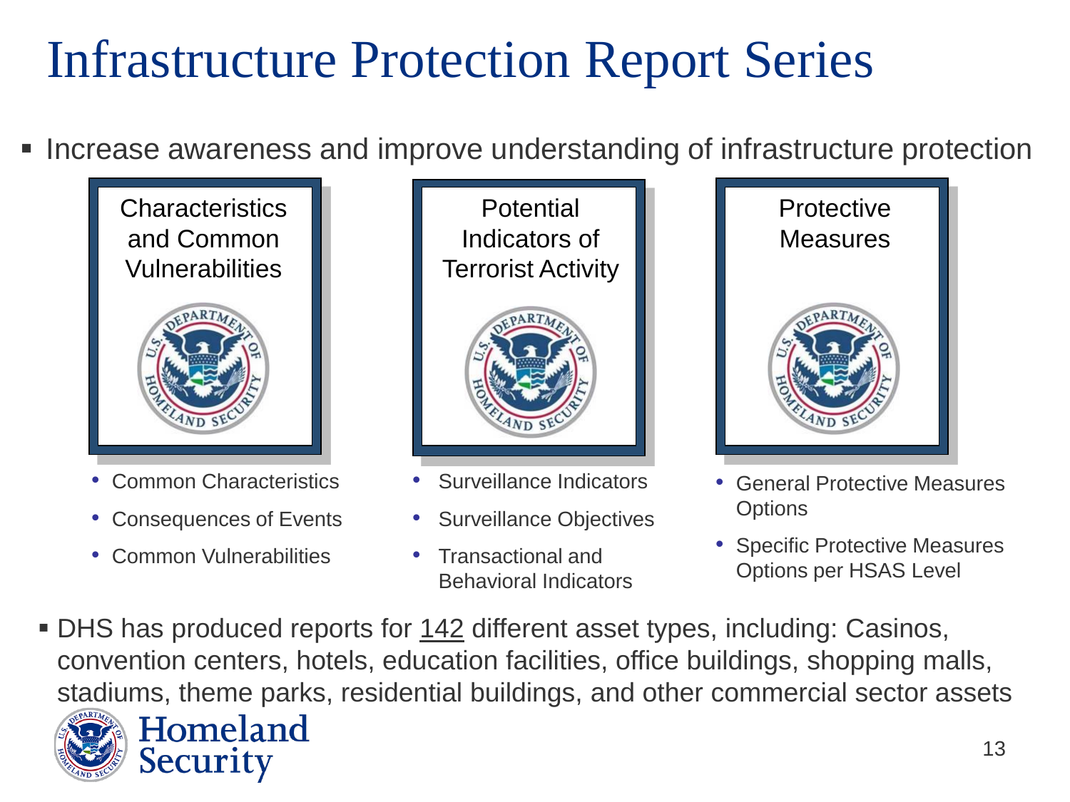# Infrastructure Protection Report Series

- Increase awareness and improve understanding of infrastructure protection

### Characteristics and Common Vulnerabilities

- Common Characteristics
- Consequences of Events
- Common Vulnerabilities

### Potential Indicators of Terrorist Activity

- Surveillance Indicators
- Surveillance Objectives
- Transactional and Behavioral Indicators

### Protective Measures

- General Protective Measures Options
- Specific Protective Measures Options per HSAS Level

- DHS has produced reports for <u>142</u> different asset types, including: Casinos, convention centers, hotels, education facilities, office buildings, shopping malls, stadiums, theme parks, residential buildings, and other commercial sector assets

Homeland Security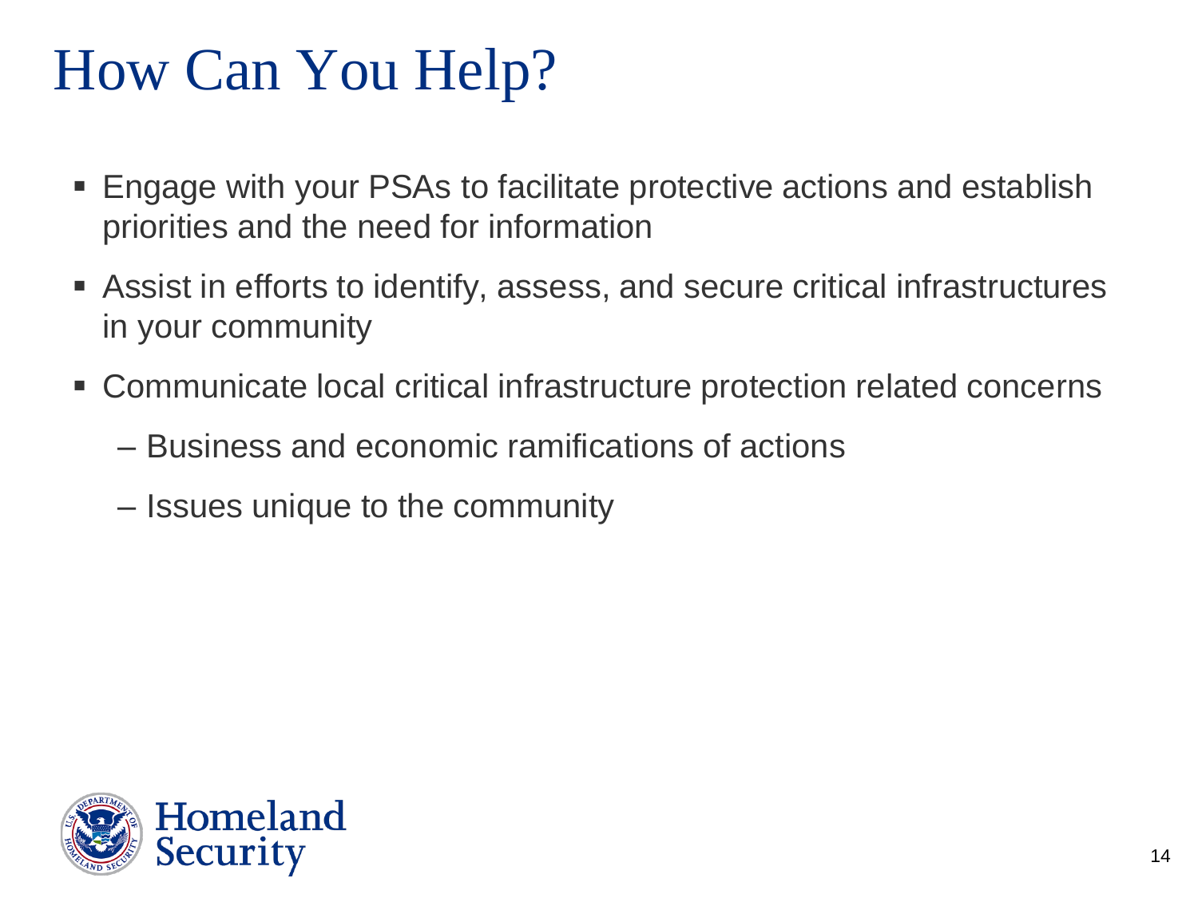# How Can You Help?

- Engage with your PSAs to facilitate protective actions and establish priorities and the need for information
- Assist in efforts to identify, assess, and secure critical infrastructures in your community
- Communicate local critical infrastructure protection related concerns
  - Business and economic ramifications of actions
  - Issues unique to the community

Homeland Security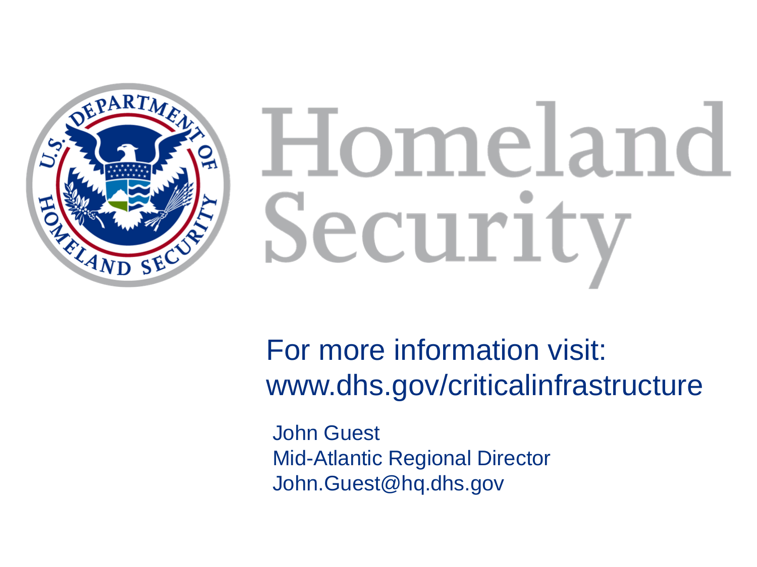Homeland Security

For more information visit:
www.dhs.gov/criticalinfrastructure

John Guest
Mid-Atlantic Regional Director
John.Guest@hq.dhs.gov